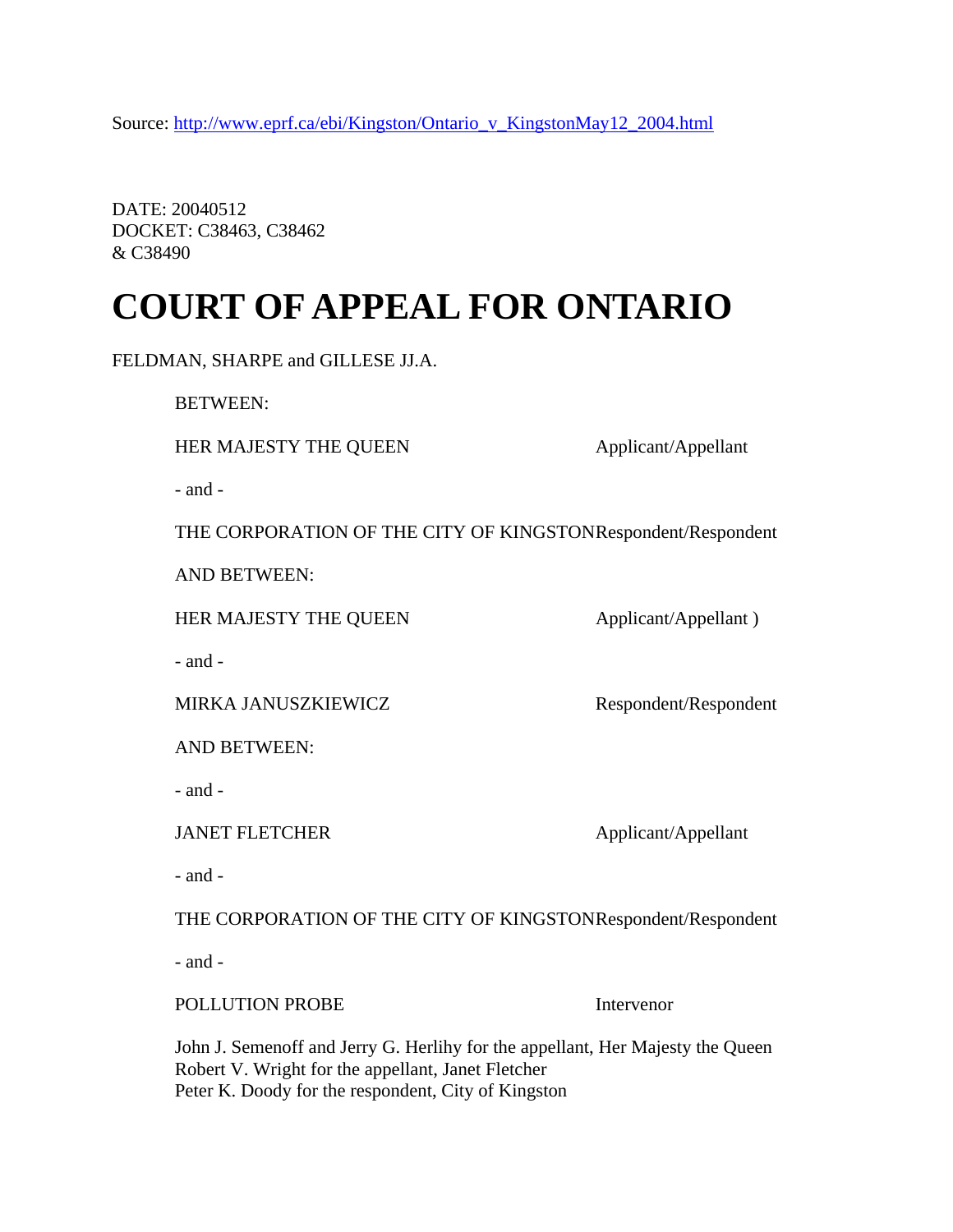Source: http://www.eprf.ca/ebi/Kingston/Ontario_v_KingstonMay12_2004.html

DATE: 20040512
DOCKET: C38463, C38462
& C38490

# COURT OF APPEAL FOR ONTARIO

FELDMAN, SHARPE and GILLESE JJ.A.

BETWEEN:

HER MAJESTY THE QUEEN — Applicant/Appellant

- and -

THE CORPORATION OF THE CITY OF KINGSTON — Respondent/Respondent

AND BETWEEN:

HER MAJESTY THE QUEEN — Applicant/Appellant )

- and -

MIRKA JANUSZKIEWICZ — Respondent/Respondent

AND BETWEEN:

- and -

JANET FLETCHER — Applicant/Appellant

- and -

THE CORPORATION OF THE CITY OF KINGSTON — Respondent/Respondent

- and -

POLLUTION PROBE — Intervenor

John J. Semenoff and Jerry G. Herlihy for the appellant, Her Majesty the Queen
Robert V. Wright for the appellant, Janet Fletcher
Peter K. Doody for the respondent, City of Kingston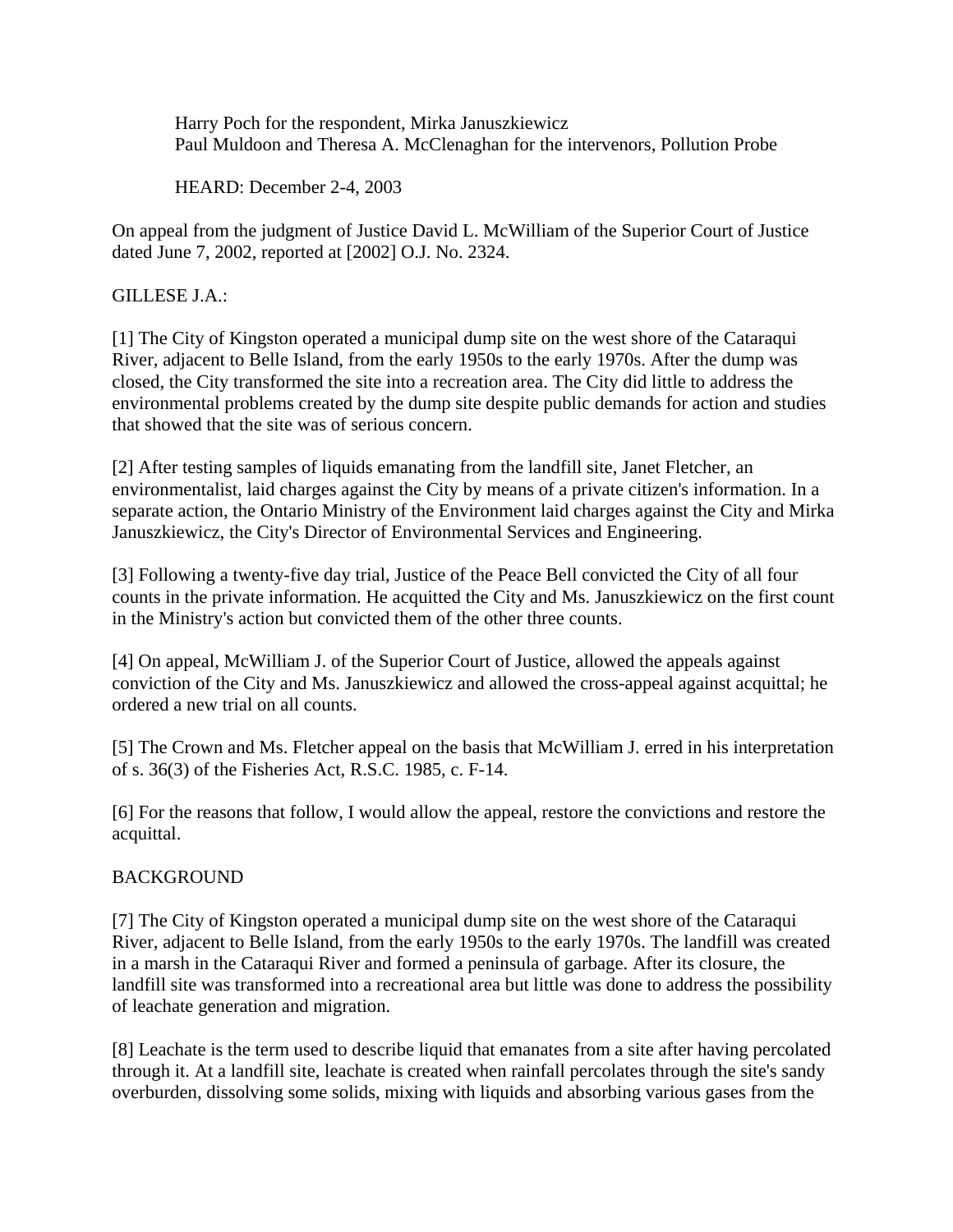Harry Poch for the respondent, Mirka Januszkiewicz
Paul Muldoon and Theresa A. McClenaghan for the intervenors, Pollution Probe

HEARD: December 2-4, 2003

On appeal from the judgment of Justice David L. McWilliam of the Superior Court of Justice dated June 7, 2002, reported at [2002] O.J. No. 2324.

GILLESE J.A.:

[1] The City of Kingston operated a municipal dump site on the west shore of the Cataraqui River, adjacent to Belle Island, from the early 1950s to the early 1970s. After the dump was closed, the City transformed the site into a recreation area. The City did little to address the environmental problems created by the dump site despite public demands for action and studies that showed that the site was of serious concern.

[2] After testing samples of liquids emanating from the landfill site, Janet Fletcher, an environmentalist, laid charges against the City by means of a private citizen's information. In a separate action, the Ontario Ministry of the Environment laid charges against the City and Mirka Januszkiewicz, the City's Director of Environmental Services and Engineering.

[3] Following a twenty-five day trial, Justice of the Peace Bell convicted the City of all four counts in the private information. He acquitted the City and Ms. Januszkiewicz on the first count in the Ministry's action but convicted them of the other three counts.

[4] On appeal, McWilliam J. of the Superior Court of Justice, allowed the appeals against conviction of the City and Ms. Januszkiewicz and allowed the cross-appeal against acquittal; he ordered a new trial on all counts.

[5] The Crown and Ms. Fletcher appeal on the basis that McWilliam J. erred in his interpretation of s. 36(3) of the Fisheries Act, R.S.C. 1985, c. F-14.

[6] For the reasons that follow, I would allow the appeal, restore the convictions and restore the acquittal.

## BACKGROUND

[7] The City of Kingston operated a municipal dump site on the west shore of the Cataraqui River, adjacent to Belle Island, from the early 1950s to the early 1970s. The landfill was created in a marsh in the Cataraqui River and formed a peninsula of garbage. After its closure, the landfill site was transformed into a recreational area but little was done to address the possibility of leachate generation and migration.

[8] Leachate is the term used to describe liquid that emanates from a site after having percolated through it. At a landfill site, leachate is created when rainfall percolates through the site's sandy overburden, dissolving some solids, mixing with liquids and absorbing various gases from the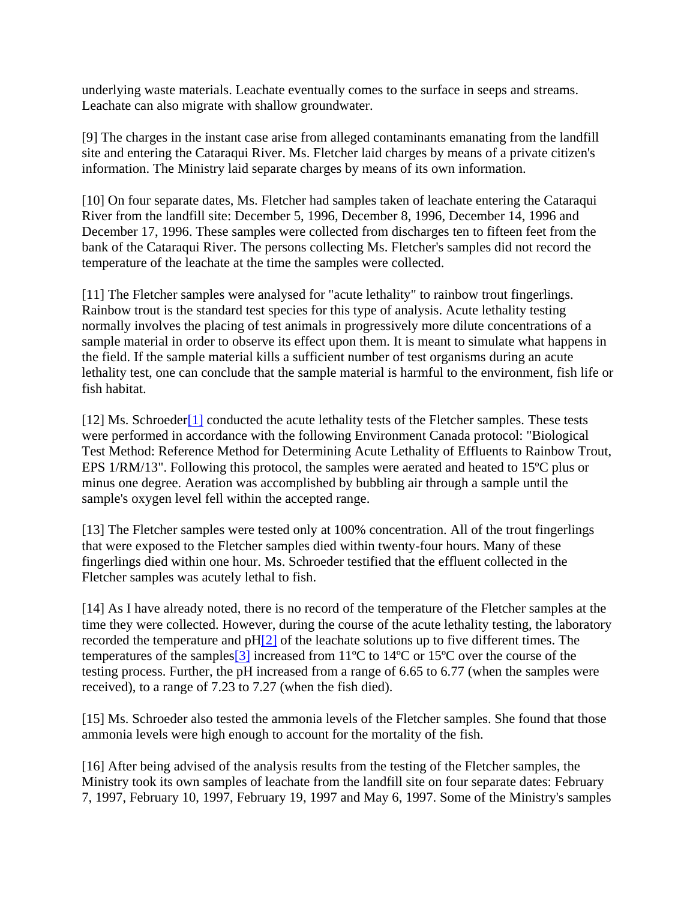underlying waste materials. Leachate eventually comes to the surface in seeps and streams. Leachate can also migrate with shallow groundwater.

[9] The charges in the instant case arise from alleged contaminants emanating from the landfill site and entering the Cataraqui River. Ms. Fletcher laid charges by means of a private citizen's information. The Ministry laid separate charges by means of its own information.

[10] On four separate dates, Ms. Fletcher had samples taken of leachate entering the Cataraqui River from the landfill site: December 5, 1996, December 8, 1996, December 14, 1996 and December 17, 1996. These samples were collected from discharges ten to fifteen feet from the bank of the Cataraqui River. The persons collecting Ms. Fletcher's samples did not record the temperature of the leachate at the time the samples were collected.

[11] The Fletcher samples were analysed for "acute lethality" to rainbow trout fingerlings. Rainbow trout is the standard test species for this type of analysis. Acute lethality testing normally involves the placing of test animals in progressively more dilute concentrations of a sample material in order to observe its effect upon them. It is meant to simulate what happens in the field. If the sample material kills a sufficient number of test organisms during an acute lethality test, one can conclude that the sample material is harmful to the environment, fish life or fish habitat.

[12] Ms. Schroeder[1] conducted the acute lethality tests of the Fletcher samples. These tests were performed in accordance with the following Environment Canada protocol: "Biological Test Method: Reference Method for Determining Acute Lethality of Effluents to Rainbow Trout, EPS 1/RM/13". Following this protocol, the samples were aerated and heated to 15ºC plus or minus one degree. Aeration was accomplished by bubbling air through a sample until the sample's oxygen level fell within the accepted range.

[13] The Fletcher samples were tested only at 100% concentration. All of the trout fingerlings that were exposed to the Fletcher samples died within twenty-four hours. Many of these fingerlings died within one hour. Ms. Schroeder testified that the effluent collected in the Fletcher samples was acutely lethal to fish.

[14] As I have already noted, there is no record of the temperature of the Fletcher samples at the time they were collected. However, during the course of the acute lethality testing, the laboratory recorded the temperature and pH[2] of the leachate solutions up to five different times. The temperatures of the samples[3] increased from 11ºC to 14ºC or 15ºC over the course of the testing process. Further, the pH increased from a range of 6.65 to 6.77 (when the samples were received), to a range of 7.23 to 7.27 (when the fish died).

[15] Ms. Schroeder also tested the ammonia levels of the Fletcher samples. She found that those ammonia levels were high enough to account for the mortality of the fish.

[16] After being advised of the analysis results from the testing of the Fletcher samples, the Ministry took its own samples of leachate from the landfill site on four separate dates: February 7, 1997, February 10, 1997, February 19, 1997 and May 6, 1997. Some of the Ministry's samples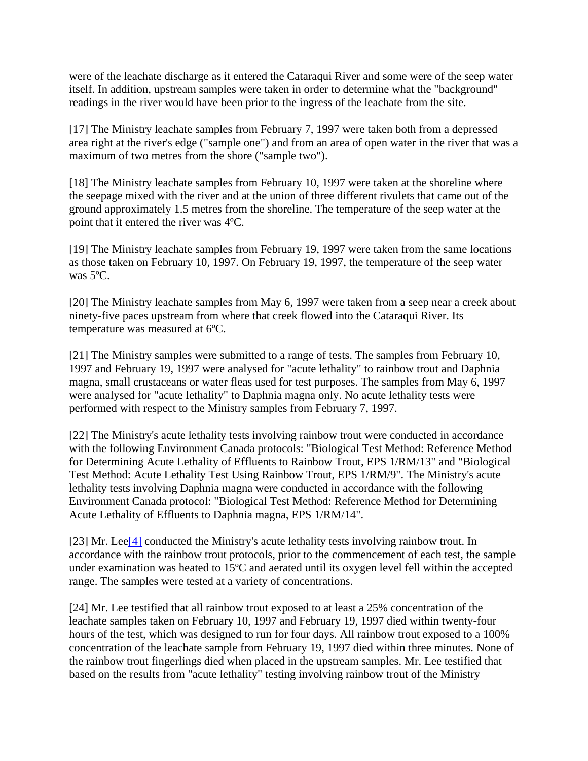were of the leachate discharge as it entered the Cataraqui River and some were of the seep water itself. In addition, upstream samples were taken in order to determine what the "background" readings in the river would have been prior to the ingress of the leachate from the site.

[17] The Ministry leachate samples from February 7, 1997 were taken both from a depressed area right at the river's edge ("sample one") and from an area of open water in the river that was a maximum of two metres from the shore ("sample two").

[18] The Ministry leachate samples from February 10, 1997 were taken at the shoreline where the seepage mixed with the river and at the union of three different rivulets that came out of the ground approximately 1.5 metres from the shoreline. The temperature of the seep water at the point that it entered the river was 4ºC.

[19] The Ministry leachate samples from February 19, 1997 were taken from the same locations as those taken on February 10, 1997. On February 19, 1997, the temperature of the seep water was 5ºC.

[20] The Ministry leachate samples from May 6, 1997 were taken from a seep near a creek about ninety-five paces upstream from where that creek flowed into the Cataraqui River. Its temperature was measured at 6ºC.

[21] The Ministry samples were submitted to a range of tests. The samples from February 10, 1997 and February 19, 1997 were analysed for "acute lethality" to rainbow trout and Daphnia magna, small crustaceans or water fleas used for test purposes. The samples from May 6, 1997 were analysed for "acute lethality" to Daphnia magna only. No acute lethality tests were performed with respect to the Ministry samples from February 7, 1997.

[22] The Ministry's acute lethality tests involving rainbow trout were conducted in accordance with the following Environment Canada protocols: "Biological Test Method: Reference Method for Determining Acute Lethality of Effluents to Rainbow Trout, EPS 1/RM/13" and "Biological Test Method: Acute Lethality Test Using Rainbow Trout, EPS 1/RM/9". The Ministry's acute lethality tests involving Daphnia magna were conducted in accordance with the following Environment Canada protocol: "Biological Test Method: Reference Method for Determining Acute Lethality of Effluents to Daphnia magna, EPS 1/RM/14".

[23] Mr. Lee[4] conducted the Ministry's acute lethality tests involving rainbow trout. In accordance with the rainbow trout protocols, prior to the commencement of each test, the sample under examination was heated to 15ºC and aerated until its oxygen level fell within the accepted range. The samples were tested at a variety of concentrations.

[24] Mr. Lee testified that all rainbow trout exposed to at least a 25% concentration of the leachate samples taken on February 10, 1997 and February 19, 1997 died within twenty-four hours of the test, which was designed to run for four days. All rainbow trout exposed to a 100% concentration of the leachate sample from February 19, 1997 died within three minutes. None of the rainbow trout fingerlings died when placed in the upstream samples. Mr. Lee testified that based on the results from "acute lethality" testing involving rainbow trout of the Ministry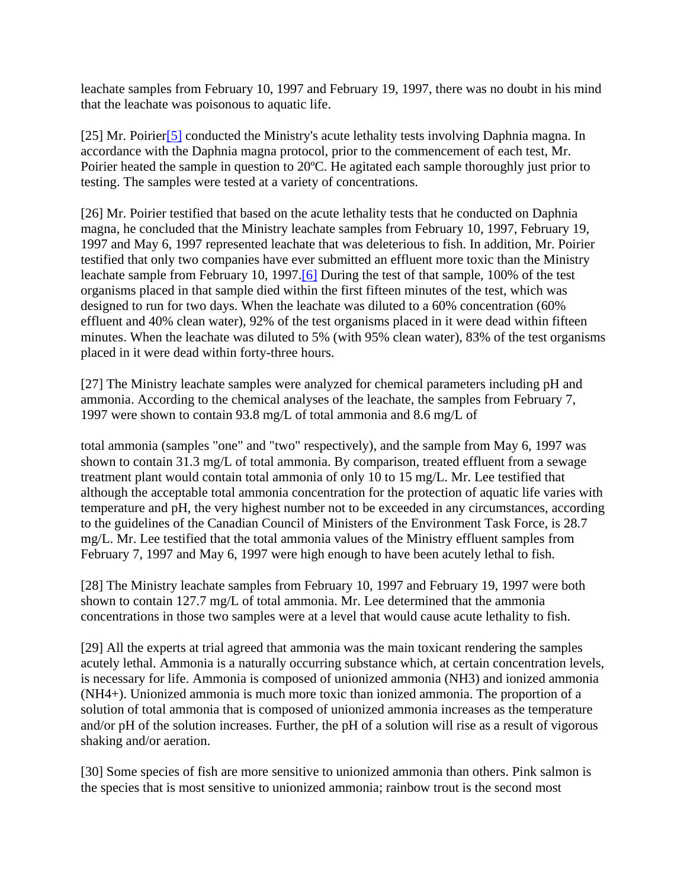leachate samples from February 10, 1997 and February 19, 1997, there was no doubt in his mind that the leachate was poisonous to aquatic life.

[25] Mr. Poirier[5] conducted the Ministry's acute lethality tests involving Daphnia magna. In accordance with the Daphnia magna protocol, prior to the commencement of each test, Mr. Poirier heated the sample in question to 20ºC. He agitated each sample thoroughly just prior to testing. The samples were tested at a variety of concentrations.

[26] Mr. Poirier testified that based on the acute lethality tests that he conducted on Daphnia magna, he concluded that the Ministry leachate samples from February 10, 1997, February 19, 1997 and May 6, 1997 represented leachate that was deleterious to fish. In addition, Mr. Poirier testified that only two companies have ever submitted an effluent more toxic than the Ministry leachate sample from February 10, 1997.[6] During the test of that sample, 100% of the test organisms placed in that sample died within the first fifteen minutes of the test, which was designed to run for two days. When the leachate was diluted to a 60% concentration (60% effluent and 40% clean water), 92% of the test organisms placed in it were dead within fifteen minutes. When the leachate was diluted to 5% (with 95% clean water), 83% of the test organisms placed in it were dead within forty-three hours.

[27] The Ministry leachate samples were analyzed for chemical parameters including pH and ammonia. According to the chemical analyses of the leachate, the samples from February 7, 1997 were shown to contain 93.8 mg/L of total ammonia and 8.6 mg/L of total ammonia (samples "one" and "two" respectively), and the sample from May 6, 1997 was shown to contain 31.3 mg/L of total ammonia. By comparison, treated effluent from a sewage treatment plant would contain total ammonia of only 10 to 15 mg/L. Mr. Lee testified that although the acceptable total ammonia concentration for the protection of aquatic life varies with temperature and pH, the very highest number not to be exceeded in any circumstances, according to the guidelines of the Canadian Council of Ministers of the Environment Task Force, is 28.7 mg/L. Mr. Lee testified that the total ammonia values of the Ministry effluent samples from February 7, 1997 and May 6, 1997 were high enough to have been acutely lethal to fish.

[28] The Ministry leachate samples from February 10, 1997 and February 19, 1997 were both shown to contain 127.7 mg/L of total ammonia. Mr. Lee determined that the ammonia concentrations in those two samples were at a level that would cause acute lethality to fish.

[29] All the experts at trial agreed that ammonia was the main toxicant rendering the samples acutely lethal. Ammonia is a naturally occurring substance which, at certain concentration levels, is necessary for life. Ammonia is composed of unionized ammonia ($NH_3$) and ionized ammonia ($NH_4^+$). Unionized ammonia is much more toxic than ionized ammonia. The proportion of a solution of total ammonia that is composed of unionized ammonia increases as the temperature and/or pH of the solution increases. Further, the pH of a solution will rise as a result of vigorous shaking and/or aeration.

[30] Some species of fish are more sensitive to unionized ammonia than others. Pink salmon is the species that is most sensitive to unionized ammonia; rainbow trout is the second most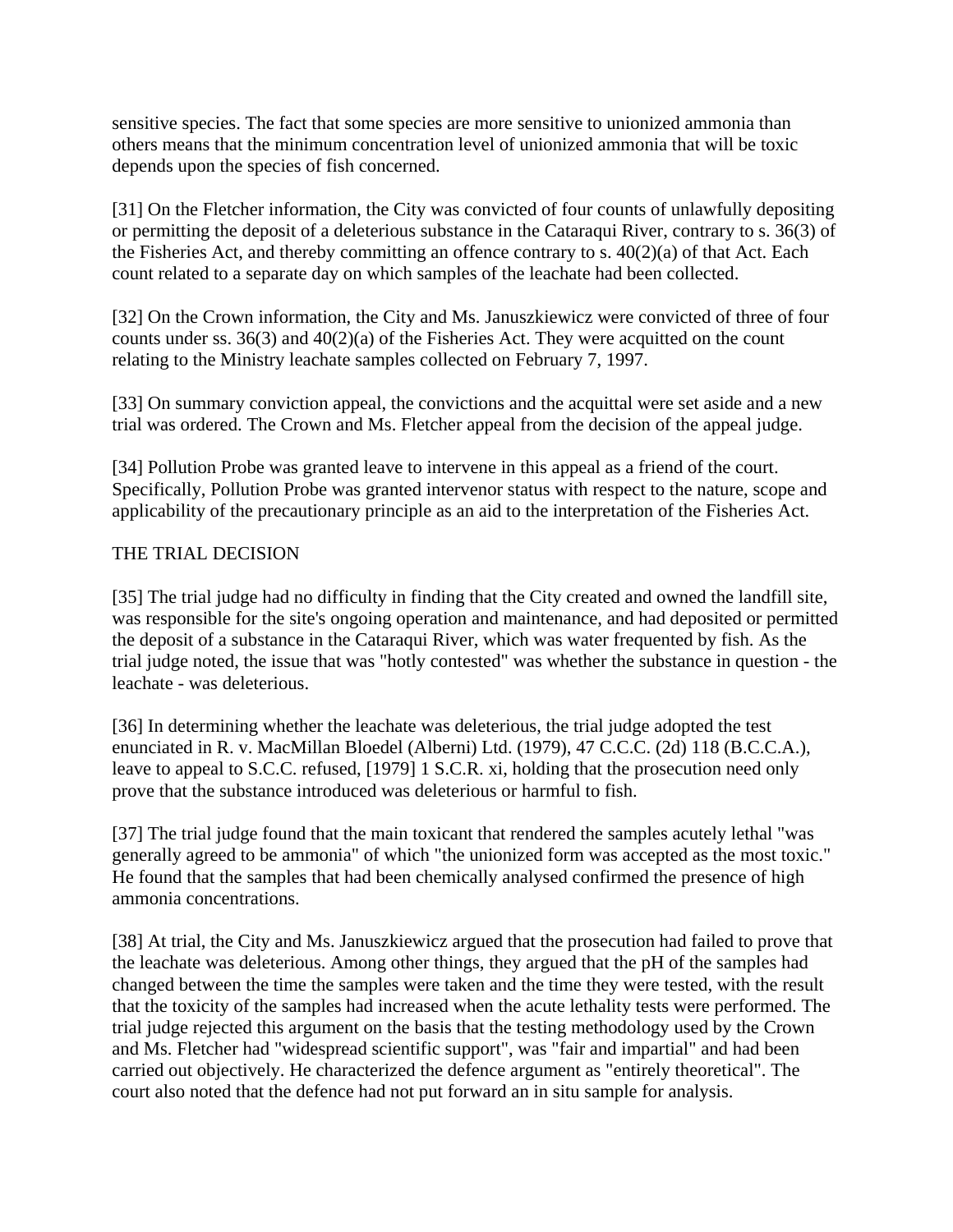sensitive species. The fact that some species are more sensitive to unionized ammonia than others means that the minimum concentration level of unionized ammonia that will be toxic depends upon the species of fish concerned.

[31] On the Fletcher information, the City was convicted of four counts of unlawfully depositing or permitting the deposit of a deleterious substance in the Cataraqui River, contrary to s. 36(3) of the Fisheries Act, and thereby committing an offence contrary to s. 40(2)(a) of that Act. Each count related to a separate day on which samples of the leachate had been collected.

[32] On the Crown information, the City and Ms. Januszkiewicz were convicted of three of four counts under ss. 36(3) and 40(2)(a) of the Fisheries Act. They were acquitted on the count relating to the Ministry leachate samples collected on February 7, 1997.

[33] On summary conviction appeal, the convictions and the acquittal were set aside and a new trial was ordered. The Crown and Ms. Fletcher appeal from the decision of the appeal judge.

[34] Pollution Probe was granted leave to intervene in this appeal as a friend of the court. Specifically, Pollution Probe was granted intervenor status with respect to the nature, scope and applicability of the precautionary principle as an aid to the interpretation of the Fisheries Act.

## THE TRIAL DECISION

[35] The trial judge had no difficulty in finding that the City created and owned the landfill site, was responsible for the site's ongoing operation and maintenance, and had deposited or permitted the deposit of a substance in the Cataraqui River, which was water frequented by fish. As the trial judge noted, the issue that was "hotly contested" was whether the substance in question - the leachate - was deleterious.

[36] In determining whether the leachate was deleterious, the trial judge adopted the test enunciated in R. v. MacMillan Bloedel (Alberni) Ltd. (1979), 47 C.C.C. (2d) 118 (B.C.C.A.), leave to appeal to S.C.C. refused, [1979] 1 S.C.R. xi, holding that the prosecution need only prove that the substance introduced was deleterious or harmful to fish.

[37] The trial judge found that the main toxicant that rendered the samples acutely lethal "was generally agreed to be ammonia" of which "the unionized form was accepted as the most toxic." He found that the samples that had been chemically analysed confirmed the presence of high ammonia concentrations.

[38] At trial, the City and Ms. Januszkiewicz argued that the prosecution had failed to prove that the leachate was deleterious. Among other things, they argued that the pH of the samples had changed between the time the samples were taken and the time they were tested, with the result that the toxicity of the samples had increased when the acute lethality tests were performed. The trial judge rejected this argument on the basis that the testing methodology used by the Crown and Ms. Fletcher had "widespread scientific support", was "fair and impartial" and had been carried out objectively. He characterized the defence argument as "entirely theoretical". The court also noted that the defence had not put forward an in situ sample for analysis.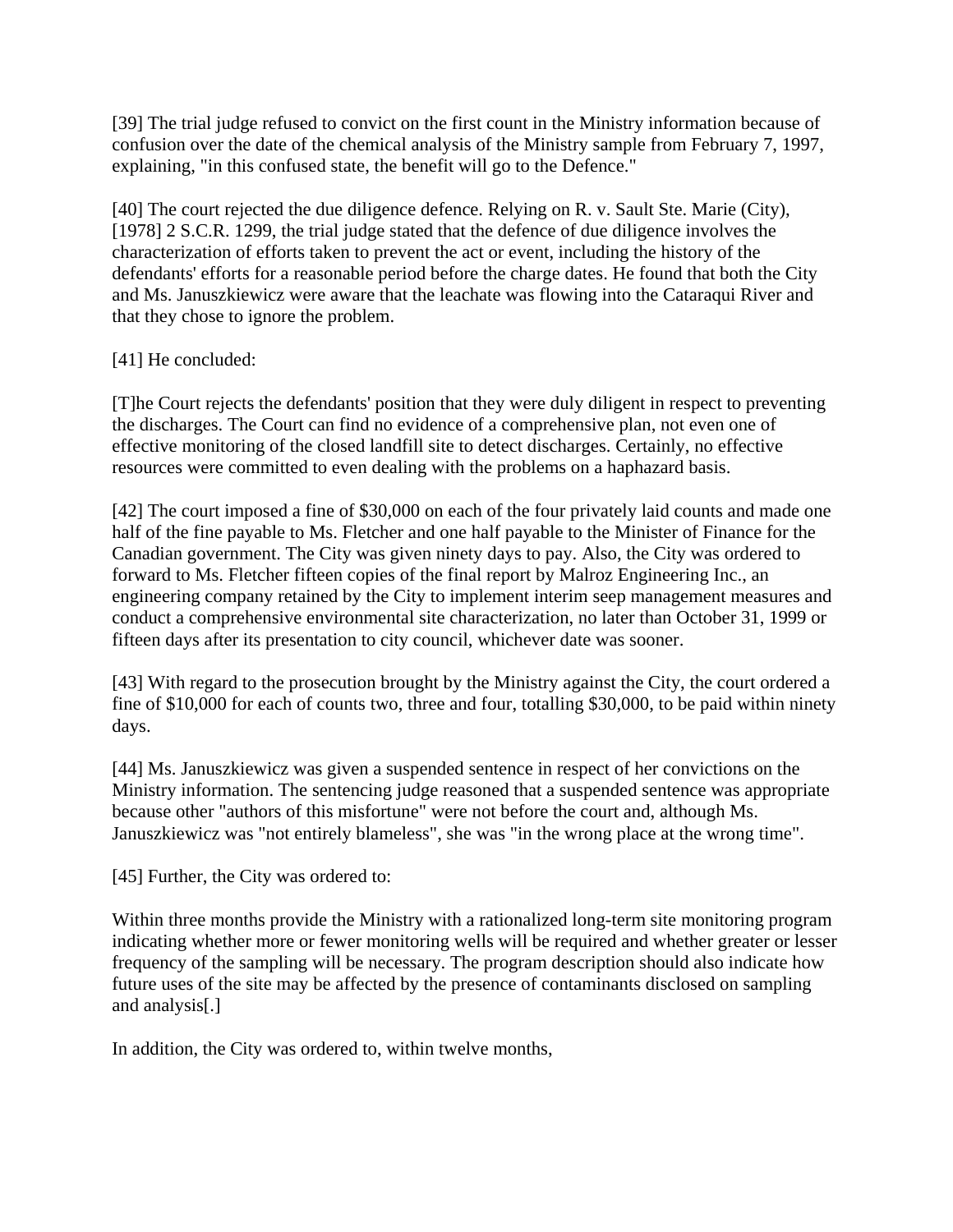[39] The trial judge refused to convict on the first count in the Ministry information because of confusion over the date of the chemical analysis of the Ministry sample from February 7, 1997, explaining, "in this confused state, the benefit will go to the Defence."

[40] The court rejected the due diligence defence. Relying on R. v. Sault Ste. Marie (City), [1978] 2 S.C.R. 1299, the trial judge stated that the defence of due diligence involves the characterization of efforts taken to prevent the act or event, including the history of the defendants' efforts for a reasonable period before the charge dates. He found that both the City and Ms. Januszkiewicz were aware that the leachate was flowing into the Cataraqui River and that they chose to ignore the problem.

[41] He concluded:

[T]he Court rejects the defendants' position that they were duly diligent in respect to preventing the discharges. The Court can find no evidence of a comprehensive plan, not even one of effective monitoring of the closed landfill site to detect discharges. Certainly, no effective resources were committed to even dealing with the problems on a haphazard basis.

[42] The court imposed a fine of $30,000 on each of the four privately laid counts and made one half of the fine payable to Ms. Fletcher and one half payable to the Minister of Finance for the Canadian government. The City was given ninety days to pay. Also, the City was ordered to forward to Ms. Fletcher fifteen copies of the final report by Malroz Engineering Inc., an engineering company retained by the City to implement interim seep management measures and conduct a comprehensive environmental site characterization, no later than October 31, 1999 or fifteen days after its presentation to city council, whichever date was sooner.

[43] With regard to the prosecution brought by the Ministry against the City, the court ordered a fine of $10,000 for each of counts two, three and four, totalling $30,000, to be paid within ninety days.

[44] Ms. Januszkiewicz was given a suspended sentence in respect of her convictions on the Ministry information. The sentencing judge reasoned that a suspended sentence was appropriate because other "authors of this misfortune" were not before the court and, although Ms. Januszkiewicz was "not entirely blameless", she was "in the wrong place at the wrong time".

[45] Further, the City was ordered to:

Within three months provide the Ministry with a rationalized long-term site monitoring program indicating whether more or fewer monitoring wells will be required and whether greater or lesser frequency of the sampling will be necessary. The program description should also indicate how future uses of the site may be affected by the presence of contaminants disclosed on sampling and analysis[.]

In addition, the City was ordered to, within twelve months,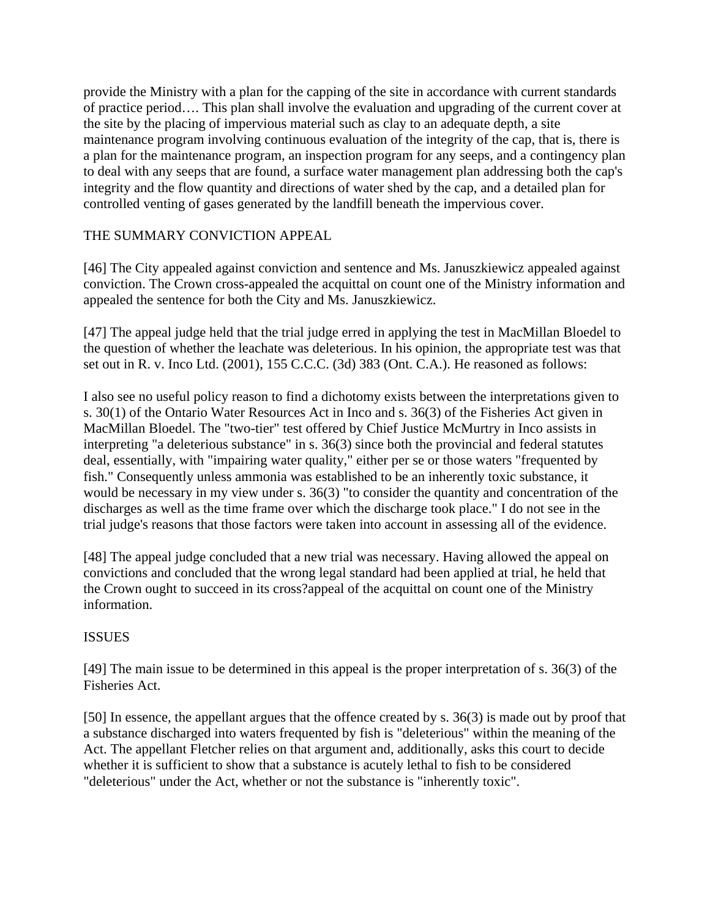provide the Ministry with a plan for the capping of the site in accordance with current standards of practice period…. This plan shall involve the evaluation and upgrading of the current cover at the site by the placing of impervious material such as clay to an adequate depth, a site maintenance program involving continuous evaluation of the integrity of the cap, that is, there is a plan for the maintenance program, an inspection program for any seeps, and a contingency plan to deal with any seeps that are found, a surface water management plan addressing both the cap's integrity and the flow quantity and directions of water shed by the cap, and a detailed plan for controlled venting of gases generated by the landfill beneath the impervious cover.

## THE SUMMARY CONVICTION APPEAL

[46] The City appealed against conviction and sentence and Ms. Januszkiewicz appealed against conviction. The Crown cross-appealed the acquittal on count one of the Ministry information and appealed the sentence for both the City and Ms. Januszkiewicz.

[47] The appeal judge held that the trial judge erred in applying the test in MacMillan Bloedel to the question of whether the leachate was deleterious. In his opinion, the appropriate test was that set out in R. v. Inco Ltd. (2001), 155 C.C.C. (3d) 383 (Ont. C.A.). He reasoned as follows:

I also see no useful policy reason to find a dichotomy exists between the interpretations given to s. 30(1) of the Ontario Water Resources Act in Inco and s. 36(3) of the Fisheries Act given in MacMillan Bloedel. The "two-tier" test offered by Chief Justice McMurtry in Inco assists in interpreting "a deleterious substance" in s. 36(3) since both the provincial and federal statutes deal, essentially, with "impairing water quality," either per se or those waters "frequented by fish." Consequently unless ammonia was established to be an inherently toxic substance, it would be necessary in my view under s. 36(3) "to consider the quantity and concentration of the discharges as well as the time frame over which the discharge took place." I do not see in the trial judge's reasons that those factors were taken into account in assessing all of the evidence.

[48] The appeal judge concluded that a new trial was necessary. Having allowed the appeal on convictions and concluded that the wrong legal standard had been applied at trial, he held that the Crown ought to succeed in its cross?appeal of the acquittal on count one of the Ministry information.

## ISSUES

[49] The main issue to be determined in this appeal is the proper interpretation of s. 36(3) of the Fisheries Act.

[50] In essence, the appellant argues that the offence created by s. 36(3) is made out by proof that a substance discharged into waters frequented by fish is "deleterious" within the meaning of the Act. The appellant Fletcher relies on that argument and, additionally, asks this court to decide whether it is sufficient to show that a substance is acutely lethal to fish to be considered "deleterious" under the Act, whether or not the substance is "inherently toxic".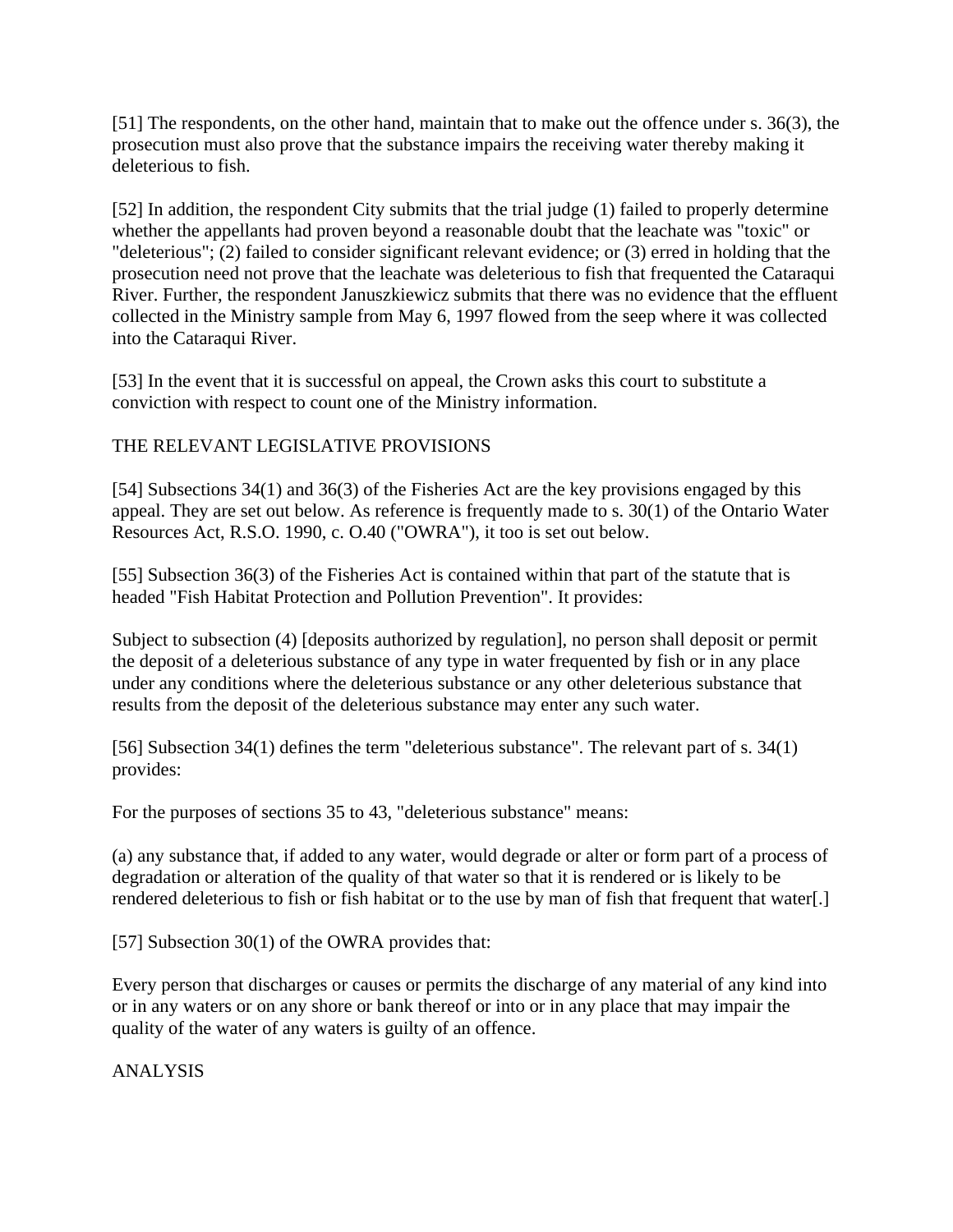[51] The respondents, on the other hand, maintain that to make out the offence under s. 36(3), the prosecution must also prove that the substance impairs the receiving water thereby making it deleterious to fish.

[52] In addition, the respondent City submits that the trial judge (1) failed to properly determine whether the appellants had proven beyond a reasonable doubt that the leachate was "toxic" or "deleterious"; (2) failed to consider significant relevant evidence; or (3) erred in holding that the prosecution need not prove that the leachate was deleterious to fish that frequented the Cataraqui River. Further, the respondent Januszkiewicz submits that there was no evidence that the effluent collected in the Ministry sample from May 6, 1997 flowed from the seep where it was collected into the Cataraqui River.

[53] In the event that it is successful on appeal, the Crown asks this court to substitute a conviction with respect to count one of the Ministry information.

## THE RELEVANT LEGISLATIVE PROVISIONS

[54] Subsections 34(1) and 36(3) of the Fisheries Act are the key provisions engaged by this appeal. They are set out below. As reference is frequently made to s. 30(1) of the Ontario Water Resources Act, R.S.O. 1990, c. O.40 ("OWRA"), it too is set out below.

[55] Subsection 36(3) of the Fisheries Act is contained within that part of the statute that is headed "Fish Habitat Protection and Pollution Prevention". It provides:

Subject to subsection (4) [deposits authorized by regulation], no person shall deposit or permit the deposit of a deleterious substance of any type in water frequented by fish or in any place under any conditions where the deleterious substance or any other deleterious substance that results from the deposit of the deleterious substance may enter any such water.

[56] Subsection 34(1) defines the term "deleterious substance". The relevant part of s. 34(1) provides:

For the purposes of sections 35 to 43, "deleterious substance" means:

(a) any substance that, if added to any water, would degrade or alter or form part of a process of degradation or alteration of the quality of that water so that it is rendered or is likely to be rendered deleterious to fish or fish habitat or to the use by man of fish that frequent that water[.]

[57] Subsection 30(1) of the OWRA provides that:

Every person that discharges or causes or permits the discharge of any material of any kind into or in any waters or on any shore or bank thereof or into or in any place that may impair the quality of the water of any waters is guilty of an offence.

## ANALYSIS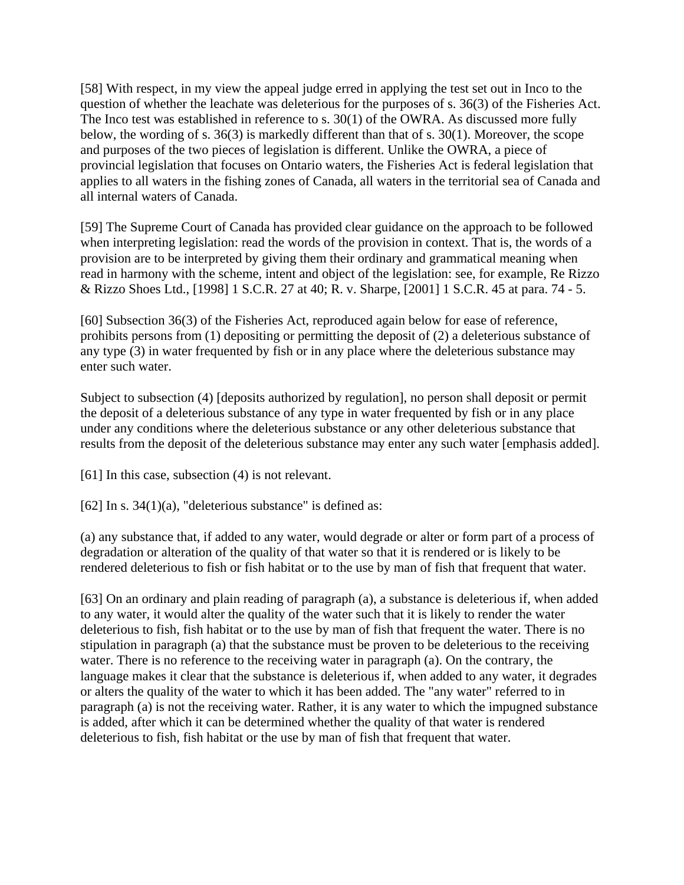[58] With respect, in my view the appeal judge erred in applying the test set out in Inco to the question of whether the leachate was deleterious for the purposes of s. 36(3) of the Fisheries Act. The Inco test was established in reference to s. 30(1) of the OWRA. As discussed more fully below, the wording of s. 36(3) is markedly different than that of s. 30(1). Moreover, the scope and purposes of the two pieces of legislation is different. Unlike the OWRA, a piece of provincial legislation that focuses on Ontario waters, the Fisheries Act is federal legislation that applies to all waters in the fishing zones of Canada, all waters in the territorial sea of Canada and all internal waters of Canada.

[59] The Supreme Court of Canada has provided clear guidance on the approach to be followed when interpreting legislation: read the words of the provision in context. That is, the words of a provision are to be interpreted by giving them their ordinary and grammatical meaning when read in harmony with the scheme, intent and object of the legislation: see, for example, Re Rizzo & Rizzo Shoes Ltd., [1998] 1 S.C.R. 27 at 40; R. v. Sharpe, [2001] 1 S.C.R. 45 at para. 74 - 5.

[60] Subsection 36(3) of the Fisheries Act, reproduced again below for ease of reference, prohibits persons from (1) depositing or permitting the deposit of (2) a deleterious substance of any type (3) in water frequented by fish or in any place where the deleterious substance may enter such water.

Subject to subsection (4) [deposits authorized by regulation], no person shall deposit or permit the deposit of a deleterious substance of any type in water frequented by fish or in any place under any conditions where the deleterious substance or any other deleterious substance that results from the deposit of the deleterious substance may enter any such water [emphasis added].

[61] In this case, subsection (4) is not relevant.

[62] In s. 34(1)(a), "deleterious substance" is defined as:

(a) any substance that, if added to any water, would degrade or alter or form part of a process of degradation or alteration of the quality of that water so that it is rendered or is likely to be rendered deleterious to fish or fish habitat or to the use by man of fish that frequent that water.

[63] On an ordinary and plain reading of paragraph (a), a substance is deleterious if, when added to any water, it would alter the quality of the water such that it is likely to render the water deleterious to fish, fish habitat or to the use by man of fish that frequent the water. There is no stipulation in paragraph (a) that the substance must be proven to be deleterious to the receiving water. There is no reference to the receiving water in paragraph (a). On the contrary, the language makes it clear that the substance is deleterious if, when added to any water, it degrades or alters the quality of the water to which it has been added. The "any water" referred to in paragraph (a) is not the receiving water. Rather, it is any water to which the impugned substance is added, after which it can be determined whether the quality of that water is rendered deleterious to fish, fish habitat or the use by man of fish that frequent that water.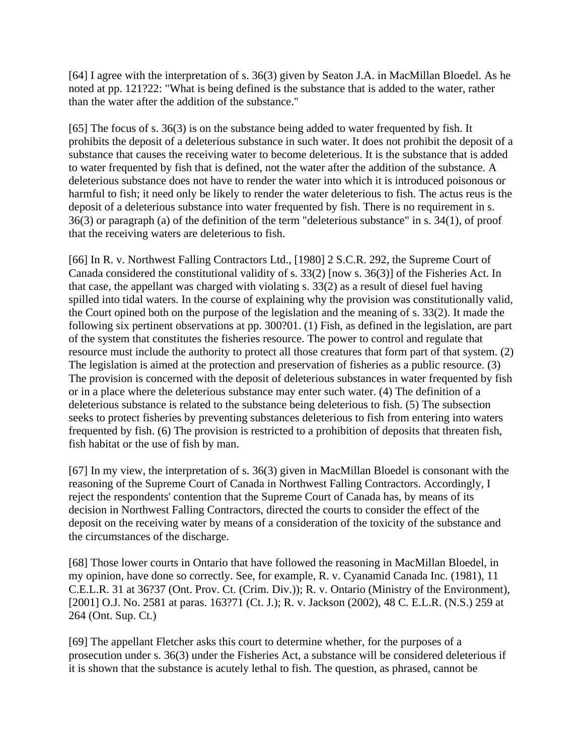[64] I agree with the interpretation of s. 36(3) given by Seaton J.A. in MacMillan Bloedel. As he noted at pp. 121?22: "What is being defined is the substance that is added to the water, rather than the water after the addition of the substance."

[65] The focus of s. 36(3) is on the substance being added to water frequented by fish. It prohibits the deposit of a deleterious substance in such water. It does not prohibit the deposit of a substance that causes the receiving water to become deleterious. It is the substance that is added to water frequented by fish that is defined, not the water after the addition of the substance. A deleterious substance does not have to render the water into which it is introduced poisonous or harmful to fish; it need only be likely to render the water deleterious to fish. The actus reus is the deposit of a deleterious substance into water frequented by fish. There is no requirement in s. 36(3) or paragraph (a) of the definition of the term "deleterious substance" in s. 34(1), of proof that the receiving waters are deleterious to fish.

[66] In R. v. Northwest Falling Contractors Ltd., [1980] 2 S.C.R. 292, the Supreme Court of Canada considered the constitutional validity of s. 33(2) [now s. 36(3)] of the Fisheries Act. In that case, the appellant was charged with violating s. 33(2) as a result of diesel fuel having spilled into tidal waters. In the course of explaining why the provision was constitutionally valid, the Court opined both on the purpose of the legislation and the meaning of s. 33(2). It made the following six pertinent observations at pp. 300?01. (1) Fish, as defined in the legislation, are part of the system that constitutes the fisheries resource. The power to control and regulate that resource must include the authority to protect all those creatures that form part of that system. (2) The legislation is aimed at the protection and preservation of fisheries as a public resource. (3) The provision is concerned with the deposit of deleterious substances in water frequented by fish or in a place where the deleterious substance may enter such water. (4) The definition of a deleterious substance is related to the substance being deleterious to fish. (5) The subsection seeks to protect fisheries by preventing substances deleterious to fish from entering into waters frequented by fish. (6) The provision is restricted to a prohibition of deposits that threaten fish, fish habitat or the use of fish by man.

[67] In my view, the interpretation of s. 36(3) given in MacMillan Bloedel is consonant with the reasoning of the Supreme Court of Canada in Northwest Falling Contractors. Accordingly, I reject the respondents' contention that the Supreme Court of Canada has, by means of its decision in Northwest Falling Contractors, directed the courts to consider the effect of the deposit on the receiving water by means of a consideration of the toxicity of the substance and the circumstances of the discharge.

[68] Those lower courts in Ontario that have followed the reasoning in MacMillan Bloedel, in my opinion, have done so correctly. See, for example, R. v. Cyanamid Canada Inc. (1981), 11 C.E.L.R. 31 at 36?37 (Ont. Prov. Ct. (Crim. Div.)); R. v. Ontario (Ministry of the Environment), [2001] O.J. No. 2581 at paras. 163?71 (Ct. J.); R. v. Jackson (2002), 48 C. E.L.R. (N.S.) 259 at 264 (Ont. Sup. Ct.)

[69] The appellant Fletcher asks this court to determine whether, for the purposes of a prosecution under s. 36(3) under the Fisheries Act, a substance will be considered deleterious if it is shown that the substance is acutely lethal to fish. The question, as phrased, cannot be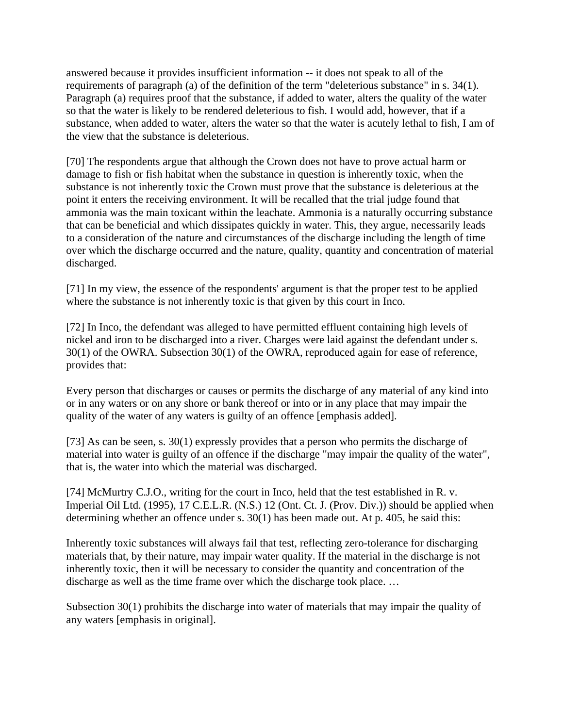answered because it provides insufficient information -- it does not speak to all of the requirements of paragraph (a) of the definition of the term "deleterious substance" in s. 34(1). Paragraph (a) requires proof that the substance, if added to water, alters the quality of the water so that the water is likely to be rendered deleterious to fish. I would add, however, that if a substance, when added to water, alters the water so that the water is acutely lethal to fish, I am of the view that the substance is deleterious.

[70] The respondents argue that although the Crown does not have to prove actual harm or damage to fish or fish habitat when the substance in question is inherently toxic, when the substance is not inherently toxic the Crown must prove that the substance is deleterious at the point it enters the receiving environment. It will be recalled that the trial judge found that ammonia was the main toxicant within the leachate. Ammonia is a naturally occurring substance that can be beneficial and which dissipates quickly in water. This, they argue, necessarily leads to a consideration of the nature and circumstances of the discharge including the length of time over which the discharge occurred and the nature, quality, quantity and concentration of material discharged.

[71] In my view, the essence of the respondents' argument is that the proper test to be applied where the substance is not inherently toxic is that given by this court in Inco.

[72] In Inco, the defendant was alleged to have permitted effluent containing high levels of nickel and iron to be discharged into a river. Charges were laid against the defendant under s. 30(1) of the OWRA. Subsection 30(1) of the OWRA, reproduced again for ease of reference, provides that:

Every person that discharges or causes or permits the discharge of any material of any kind into or in any waters or on any shore or bank thereof or into or in any place that may impair the quality of the water of any waters is guilty of an offence [emphasis added].

[73] As can be seen, s. 30(1) expressly provides that a person who permits the discharge of material into water is guilty of an offence if the discharge "may impair the quality of the water", that is, the water into which the material was discharged.

[74] McMurtry C.J.O., writing for the court in Inco, held that the test established in R. v. Imperial Oil Ltd. (1995), 17 C.E.L.R. (N.S.) 12 (Ont. Ct. J. (Prov. Div.)) should be applied when determining whether an offence under s. 30(1) has been made out. At p. 405, he said this:

Inherently toxic substances will always fail that test, reflecting zero-tolerance for discharging materials that, by their nature, may impair water quality. If the material in the discharge is not inherently toxic, then it will be necessary to consider the quantity and concentration of the discharge as well as the time frame over which the discharge took place. …

Subsection 30(1) prohibits the discharge into water of materials that may impair the quality of any waters [emphasis in original].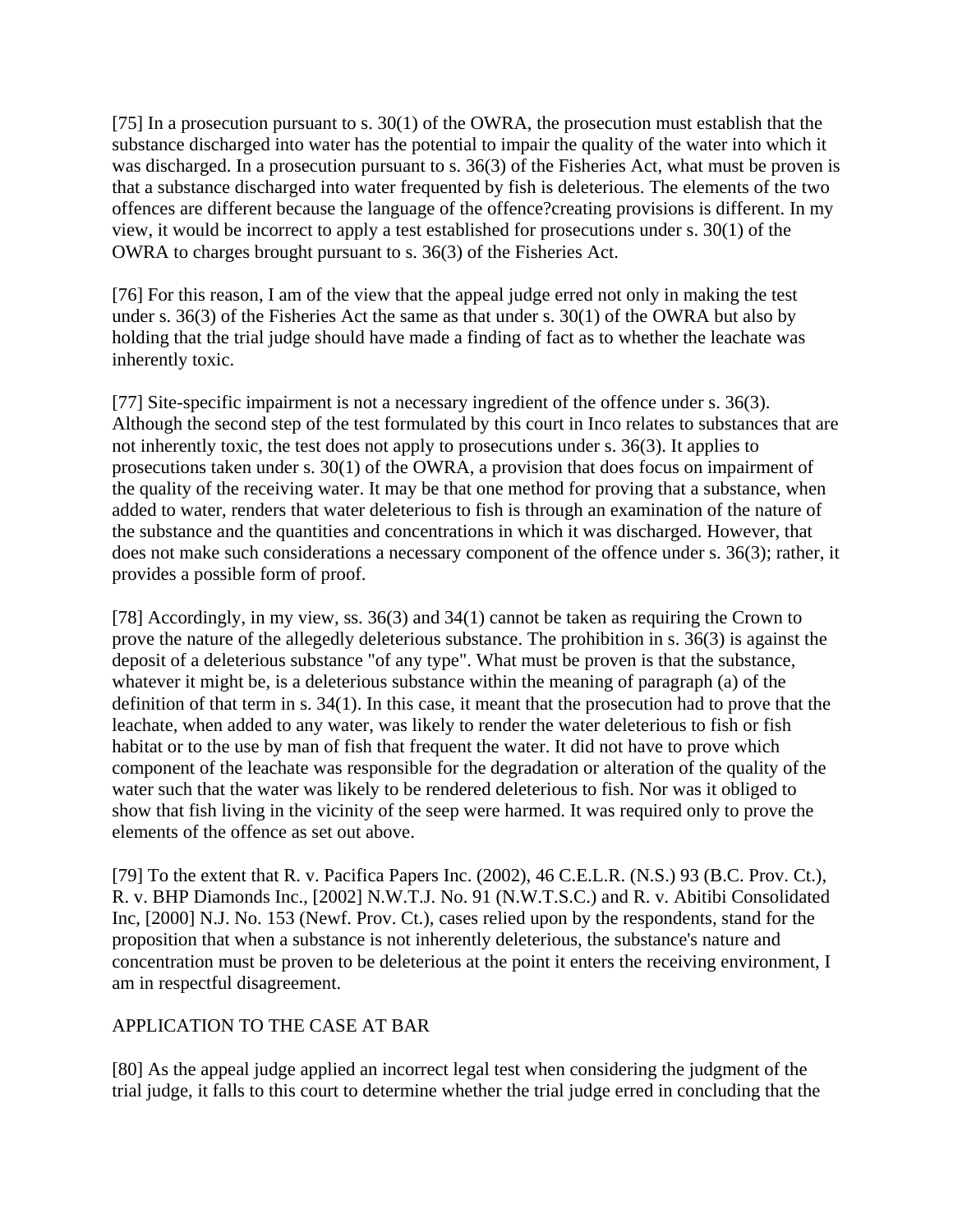[75] In a prosecution pursuant to s. 30(1) of the OWRA, the prosecution must establish that the substance discharged into water has the potential to impair the quality of the water into which it was discharged. In a prosecution pursuant to s. 36(3) of the Fisheries Act, what must be proven is that a substance discharged into water frequented by fish is deleterious. The elements of the two offences are different because the language of the offence?creating provisions is different. In my view, it would be incorrect to apply a test established for prosecutions under s. 30(1) of the OWRA to charges brought pursuant to s. 36(3) of the Fisheries Act.

[76] For this reason, I am of the view that the appeal judge erred not only in making the test under s. 36(3) of the Fisheries Act the same as that under s. 30(1) of the OWRA but also by holding that the trial judge should have made a finding of fact as to whether the leachate was inherently toxic.

[77] Site-specific impairment is not a necessary ingredient of the offence under s. 36(3). Although the second step of the test formulated by this court in Inco relates to substances that are not inherently toxic, the test does not apply to prosecutions under s. 36(3). It applies to prosecutions taken under s. 30(1) of the OWRA, a provision that does focus on impairment of the quality of the receiving water. It may be that one method for proving that a substance, when added to water, renders that water deleterious to fish is through an examination of the nature of the substance and the quantities and concentrations in which it was discharged. However, that does not make such considerations a necessary component of the offence under s. 36(3); rather, it provides a possible form of proof.

[78] Accordingly, in my view, ss. 36(3) and 34(1) cannot be taken as requiring the Crown to prove the nature of the allegedly deleterious substance. The prohibition in s. 36(3) is against the deposit of a deleterious substance "of any type". What must be proven is that the substance, whatever it might be, is a deleterious substance within the meaning of paragraph (a) of the definition of that term in s. 34(1). In this case, it meant that the prosecution had to prove that the leachate, when added to any water, was likely to render the water deleterious to fish or fish habitat or to the use by man of fish that frequent the water. It did not have to prove which component of the leachate was responsible for the degradation or alteration of the quality of the water such that the water was likely to be rendered deleterious to fish. Nor was it obliged to show that fish living in the vicinity of the seep were harmed. It was required only to prove the elements of the offence as set out above.

[79] To the extent that R. v. Pacifica Papers Inc. (2002), 46 C.E.L.R. (N.S.) 93 (B.C. Prov. Ct.), R. v. BHP Diamonds Inc., [2002] N.W.T.J. No. 91 (N.W.T.S.C.) and R. v. Abitibi Consolidated Inc, [2000] N.J. No. 153 (Newf. Prov. Ct.), cases relied upon by the respondents, stand for the proposition that when a substance is not inherently deleterious, the substance's nature and concentration must be proven to be deleterious at the point it enters the receiving environment, I am in respectful disagreement.

## APPLICATION TO THE CASE AT BAR

[80] As the appeal judge applied an incorrect legal test when considering the judgment of the trial judge, it falls to this court to determine whether the trial judge erred in concluding that the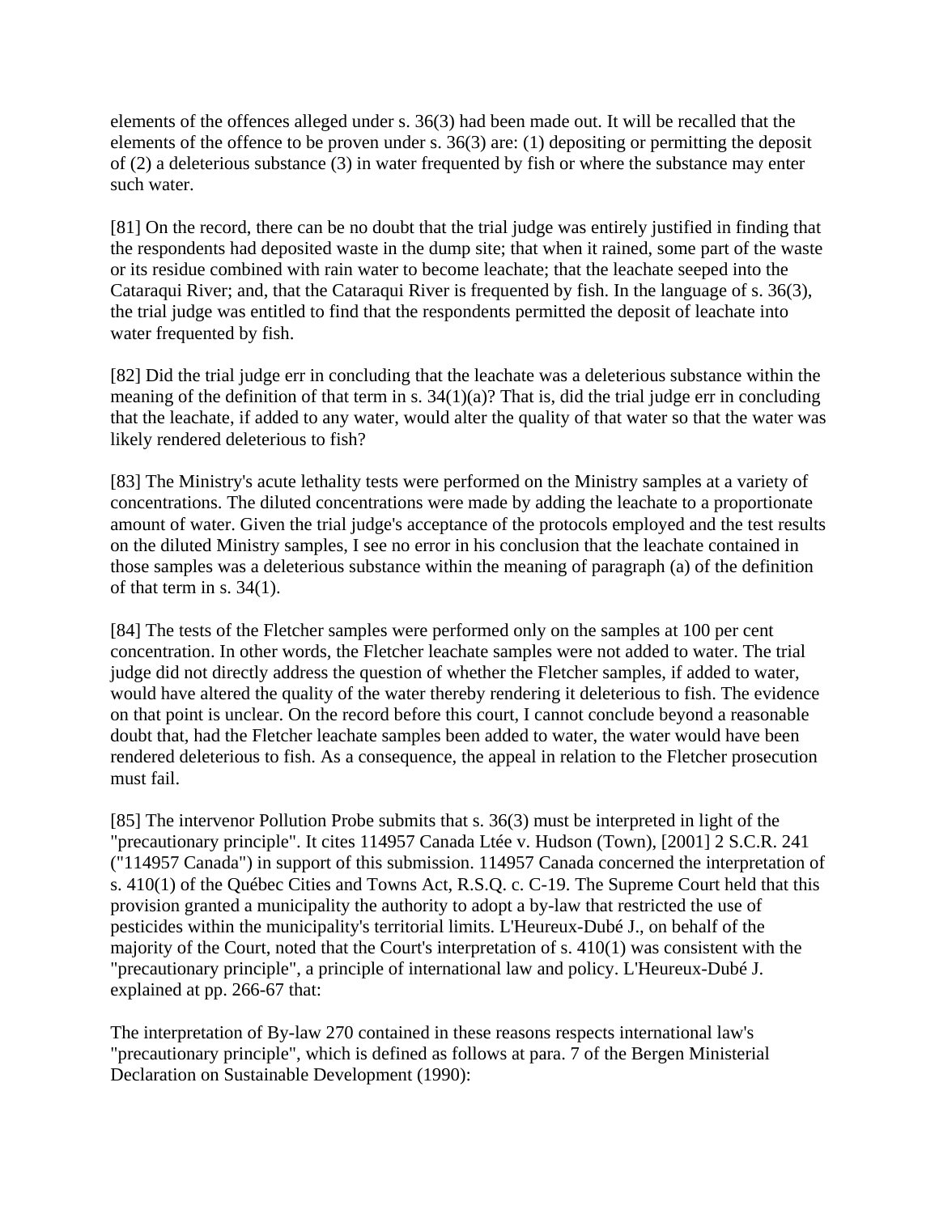elements of the offences alleged under s. 36(3) had been made out. It will be recalled that the elements of the offence to be proven under s. 36(3) are: (1) depositing or permitting the deposit of (2) a deleterious substance (3) in water frequented by fish or where the substance may enter such water.

[81] On the record, there can be no doubt that the trial judge was entirely justified in finding that the respondents had deposited waste in the dump site; that when it rained, some part of the waste or its residue combined with rain water to become leachate; that the leachate seeped into the Cataraqui River; and, that the Cataraqui River is frequented by fish. In the language of s. 36(3), the trial judge was entitled to find that the respondents permitted the deposit of leachate into water frequented by fish.

[82] Did the trial judge err in concluding that the leachate was a deleterious substance within the meaning of the definition of that term in s. 34(1)(a)? That is, did the trial judge err in concluding that the leachate, if added to any water, would alter the quality of that water so that the water was likely rendered deleterious to fish?

[83] The Ministry's acute lethality tests were performed on the Ministry samples at a variety of concentrations. The diluted concentrations were made by adding the leachate to a proportionate amount of water. Given the trial judge's acceptance of the protocols employed and the test results on the diluted Ministry samples, I see no error in his conclusion that the leachate contained in those samples was a deleterious substance within the meaning of paragraph (a) of the definition of that term in s. 34(1).

[84] The tests of the Fletcher samples were performed only on the samples at 100 per cent concentration. In other words, the Fletcher leachate samples were not added to water. The trial judge did not directly address the question of whether the Fletcher samples, if added to water, would have altered the quality of the water thereby rendering it deleterious to fish. The evidence on that point is unclear. On the record before this court, I cannot conclude beyond a reasonable doubt that, had the Fletcher leachate samples been added to water, the water would have been rendered deleterious to fish. As a consequence, the appeal in relation to the Fletcher prosecution must fail.

[85] The intervenor Pollution Probe submits that s. 36(3) must be interpreted in light of the "precautionary principle". It cites 114957 Canada Ltée v. Hudson (Town), [2001] 2 S.C.R. 241 ("114957 Canada") in support of this submission. 114957 Canada concerned the interpretation of s. 410(1) of the Québec Cities and Towns Act, R.S.Q. c. C-19. The Supreme Court held that this provision granted a municipality the authority to adopt a by-law that restricted the use of pesticides within the municipality's territorial limits. L'Heureux-Dubé J., on behalf of the majority of the Court, noted that the Court's interpretation of s. 410(1) was consistent with the "precautionary principle", a principle of international law and policy. L'Heureux-Dubé J. explained at pp. 266-67 that:

The interpretation of By-law 270 contained in these reasons respects international law's "precautionary principle", which is defined as follows at para. 7 of the Bergen Ministerial Declaration on Sustainable Development (1990):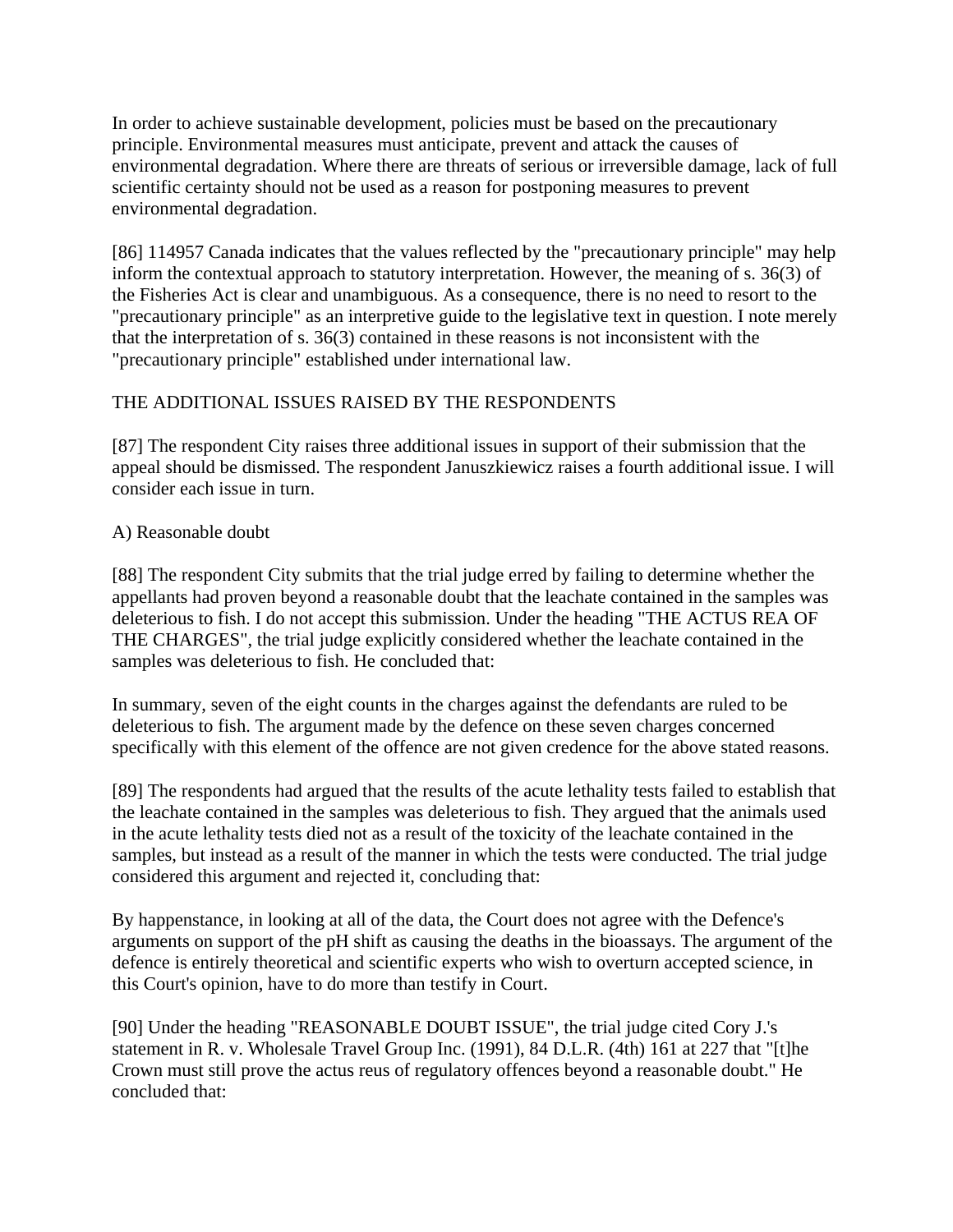In order to achieve sustainable development, policies must be based on the precautionary principle. Environmental measures must anticipate, prevent and attack the causes of environmental degradation. Where there are threats of serious or irreversible damage, lack of full scientific certainty should not be used as a reason for postponing measures to prevent environmental degradation.

[86] 114957 Canada indicates that the values reflected by the "precautionary principle" may help inform the contextual approach to statutory interpretation. However, the meaning of s. 36(3) of the Fisheries Act is clear and unambiguous. As a consequence, there is no need to resort to the "precautionary principle" as an interpretive guide to the legislative text in question. I note merely that the interpretation of s. 36(3) contained in these reasons is not inconsistent with the "precautionary principle" established under international law.

THE ADDITIONAL ISSUES RAISED BY THE RESPONDENTS

[87] The respondent City raises three additional issues in support of their submission that the appeal should be dismissed. The respondent Januszkiewicz raises a fourth additional issue. I will consider each issue in turn.

A) Reasonable doubt

[88] The respondent City submits that the trial judge erred by failing to determine whether the appellants had proven beyond a reasonable doubt that the leachate contained in the samples was deleterious to fish. I do not accept this submission. Under the heading "THE ACTUS REA OF THE CHARGES", the trial judge explicitly considered whether the leachate contained in the samples was deleterious to fish. He concluded that:

In summary, seven of the eight counts in the charges against the defendants are ruled to be deleterious to fish. The argument made by the defence on these seven charges concerned specifically with this element of the offence are not given credence for the above stated reasons.

[89] The respondents had argued that the results of the acute lethality tests failed to establish that the leachate contained in the samples was deleterious to fish. They argued that the animals used in the acute lethality tests died not as a result of the toxicity of the leachate contained in the samples, but instead as a result of the manner in which the tests were conducted. The trial judge considered this argument and rejected it, concluding that:

By happenstance, in looking at all of the data, the Court does not agree with the Defence's arguments on support of the pH shift as causing the deaths in the bioassays. The argument of the defence is entirely theoretical and scientific experts who wish to overturn accepted science, in this Court's opinion, have to do more than testify in Court.

[90] Under the heading "REASONABLE DOUBT ISSUE", the trial judge cited Cory J.'s statement in R. v. Wholesale Travel Group Inc. (1991), 84 D.L.R. (4th) 161 at 227 that "[t]he Crown must still prove the actus reus of regulatory offences beyond a reasonable doubt." He concluded that: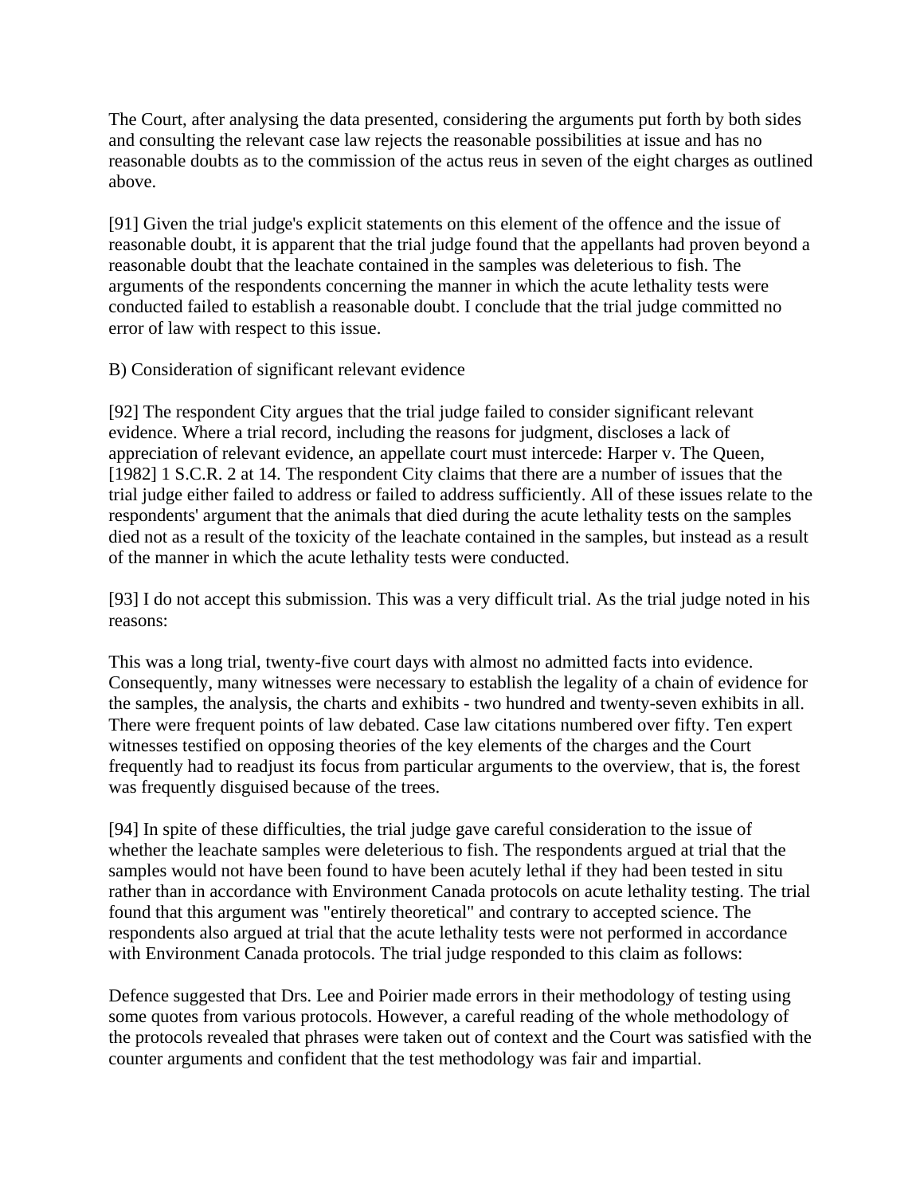The Court, after analysing the data presented, considering the arguments put forth by both sides and consulting the relevant case law rejects the reasonable possibilities at issue and has no reasonable doubts as to the commission of the actus reus in seven of the eight charges as outlined above.

[91] Given the trial judge's explicit statements on this element of the offence and the issue of reasonable doubt, it is apparent that the trial judge found that the appellants had proven beyond a reasonable doubt that the leachate contained in the samples was deleterious to fish. The arguments of the respondents concerning the manner in which the acute lethality tests were conducted failed to establish a reasonable doubt. I conclude that the trial judge committed no error of law with respect to this issue.

B) Consideration of significant relevant evidence

[92] The respondent City argues that the trial judge failed to consider significant relevant evidence. Where a trial record, including the reasons for judgment, discloses a lack of appreciation of relevant evidence, an appellate court must intercede: Harper v. The Queen, [1982] 1 S.C.R. 2 at 14. The respondent City claims that there are a number of issues that the trial judge either failed to address or failed to address sufficiently. All of these issues relate to the respondents' argument that the animals that died during the acute lethality tests on the samples died not as a result of the toxicity of the leachate contained in the samples, but instead as a result of the manner in which the acute lethality tests were conducted.

[93] I do not accept this submission. This was a very difficult trial. As the trial judge noted in his reasons:

This was a long trial, twenty-five court days with almost no admitted facts into evidence. Consequently, many witnesses were necessary to establish the legality of a chain of evidence for the samples, the analysis, the charts and exhibits - two hundred and twenty-seven exhibits in all. There were frequent points of law debated. Case law citations numbered over fifty. Ten expert witnesses testified on opposing theories of the key elements of the charges and the Court frequently had to readjust its focus from particular arguments to the overview, that is, the forest was frequently disguised because of the trees.

[94] In spite of these difficulties, the trial judge gave careful consideration to the issue of whether the leachate samples were deleterious to fish. The respondents argued at trial that the samples would not have been found to have been acutely lethal if they had been tested in situ rather than in accordance with Environment Canada protocols on acute lethality testing. The trial found that this argument was "entirely theoretical" and contrary to accepted science. The respondents also argued at trial that the acute lethality tests were not performed in accordance with Environment Canada protocols. The trial judge responded to this claim as follows:

Defence suggested that Drs. Lee and Poirier made errors in their methodology of testing using some quotes from various protocols. However, a careful reading of the whole methodology of the protocols revealed that phrases were taken out of context and the Court was satisfied with the counter arguments and confident that the test methodology was fair and impartial.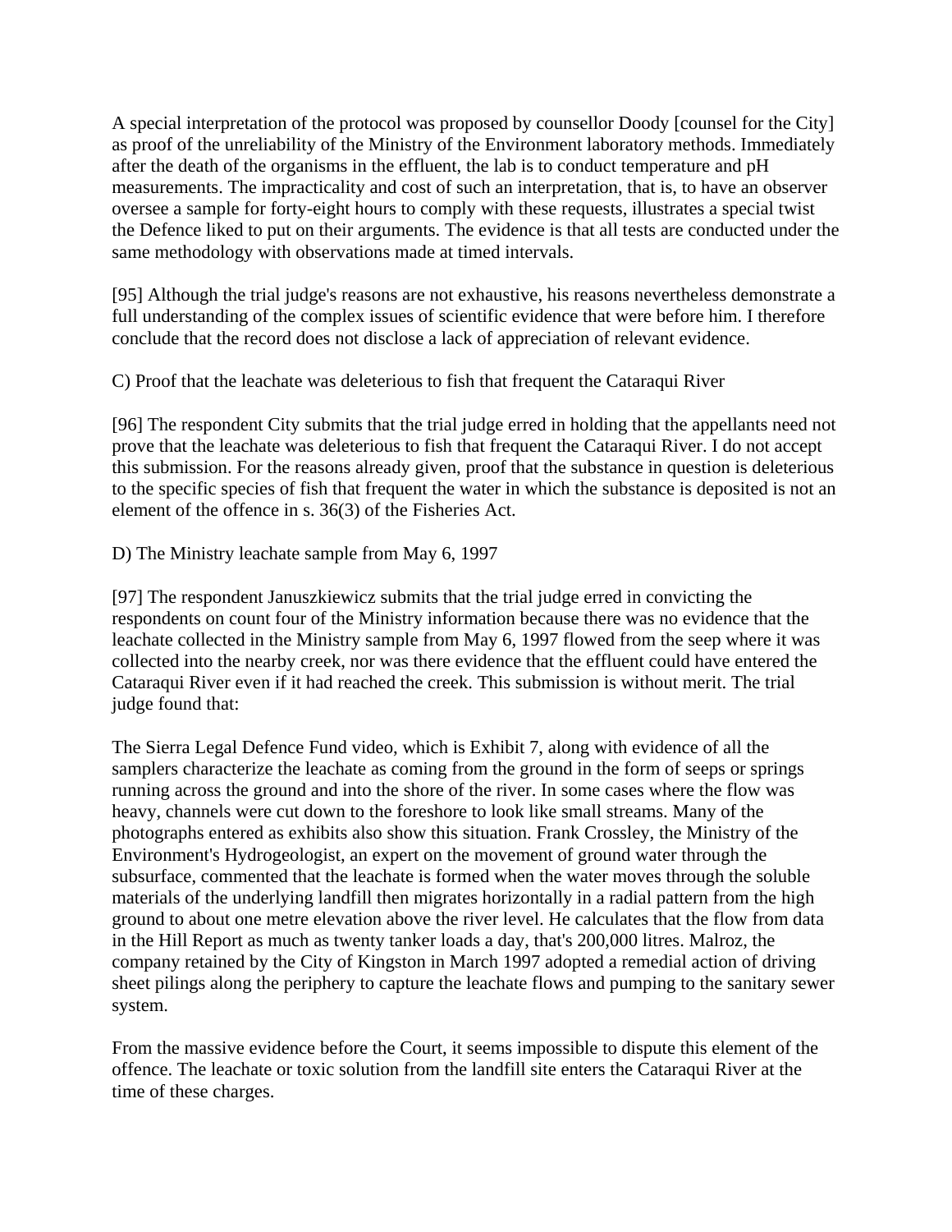A special interpretation of the protocol was proposed by counsellor Doody [counsel for the City] as proof of the unreliability of the Ministry of the Environment laboratory methods. Immediately after the death of the organisms in the effluent, the lab is to conduct temperature and pH measurements. The impracticality and cost of such an interpretation, that is, to have an observer oversee a sample for forty-eight hours to comply with these requests, illustrates a special twist the Defence liked to put on their arguments. The evidence is that all tests are conducted under the same methodology with observations made at timed intervals.

[95] Although the trial judge's reasons are not exhaustive, his reasons nevertheless demonstrate a full understanding of the complex issues of scientific evidence that were before him. I therefore conclude that the record does not disclose a lack of appreciation of relevant evidence.

C) Proof that the leachate was deleterious to fish that frequent the Cataraqui River

[96] The respondent City submits that the trial judge erred in holding that the appellants need not prove that the leachate was deleterious to fish that frequent the Cataraqui River. I do not accept this submission. For the reasons already given, proof that the substance in question is deleterious to the specific species of fish that frequent the water in which the substance is deposited is not an element of the offence in s. 36(3) of the Fisheries Act.

D) The Ministry leachate sample from May 6, 1997

[97] The respondent Januszkiewicz submits that the trial judge erred in convicting the respondents on count four of the Ministry information because there was no evidence that the leachate collected in the Ministry sample from May 6, 1997 flowed from the seep where it was collected into the nearby creek, nor was there evidence that the effluent could have entered the Cataraqui River even if it had reached the creek. This submission is without merit. The trial judge found that:

The Sierra Legal Defence Fund video, which is Exhibit 7, along with evidence of all the samplers characterize the leachate as coming from the ground in the form of seeps or springs running across the ground and into the shore of the river. In some cases where the flow was heavy, channels were cut down to the foreshore to look like small streams. Many of the photographs entered as exhibits also show this situation. Frank Crossley, the Ministry of the Environment's Hydrogeologist, an expert on the movement of ground water through the subsurface, commented that the leachate is formed when the water moves through the soluble materials of the underlying landfill then migrates horizontally in a radial pattern from the high ground to about one metre elevation above the river level. He calculates that the flow from data in the Hill Report as much as twenty tanker loads a day, that's 200,000 litres. Malroz, the company retained by the City of Kingston in March 1997 adopted a remedial action of driving sheet pilings along the periphery to capture the leachate flows and pumping to the sanitary sewer system.

From the massive evidence before the Court, it seems impossible to dispute this element of the offence. The leachate or toxic solution from the landfill site enters the Cataraqui River at the time of these charges.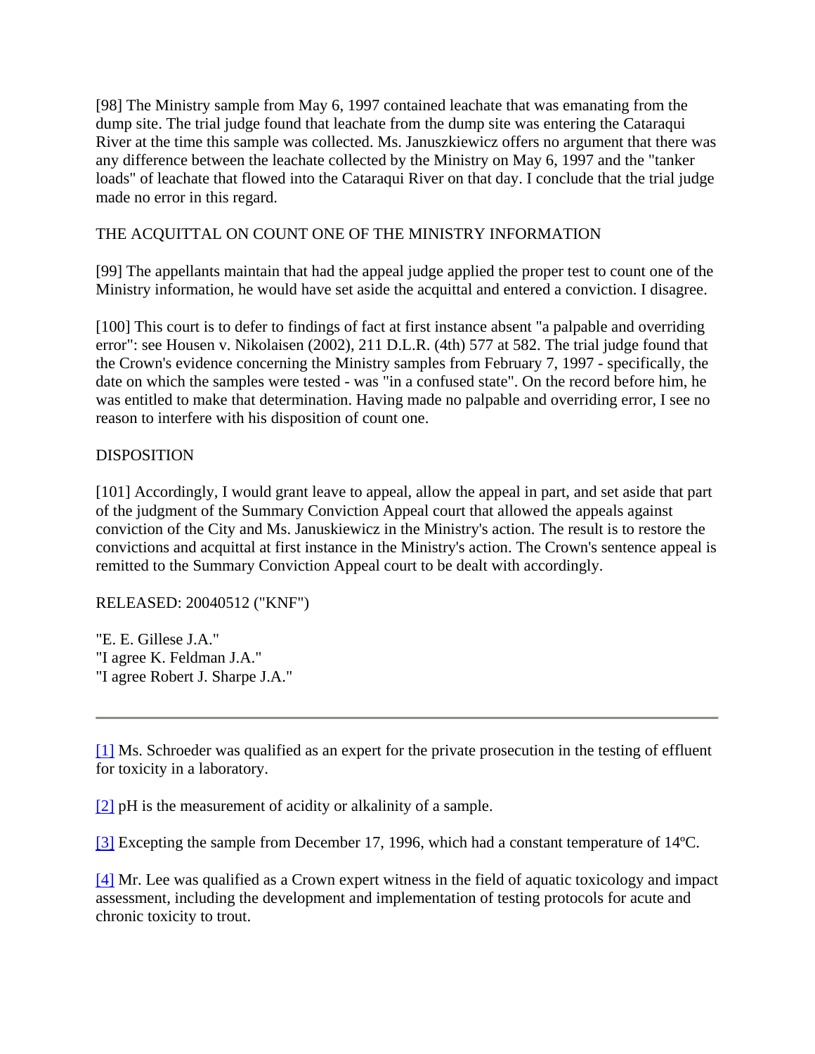[98] The Ministry sample from May 6, 1997 contained leachate that was emanating from the dump site. The trial judge found that leachate from the dump site was entering the Cataraqui River at the time this sample was collected. Ms. Januszkiewicz offers no argument that there was any difference between the leachate collected by the Ministry on May 6, 1997 and the "tanker loads" of leachate that flowed into the Cataraqui River on that day. I conclude that the trial judge made no error in this regard.

THE ACQUITTAL ON COUNT ONE OF THE MINISTRY INFORMATION

[99] The appellants maintain that had the appeal judge applied the proper test to count one of the Ministry information, he would have set aside the acquittal and entered a conviction. I disagree.

[100] This court is to defer to findings of fact at first instance absent "a palpable and overriding error": see Housen v. Nikolaisen (2002), 211 D.L.R. (4th) 577 at 582. The trial judge found that the Crown's evidence concerning the Ministry samples from February 7, 1997 - specifically, the date on which the samples were tested - was "in a confused state". On the record before him, he was entitled to make that determination. Having made no palpable and overriding error, I see no reason to interfere with his disposition of count one.

DISPOSITION

[101] Accordingly, I would grant leave to appeal, allow the appeal in part, and set aside that part of the judgment of the Summary Conviction Appeal court that allowed the appeals against conviction of the City and Ms. Januskiewicz in the Ministry's action. The result is to restore the convictions and acquittal at first instance in the Ministry's action. The Crown's sentence appeal is remitted to the Summary Conviction Appeal court to be dealt with accordingly.

RELEASED: 20040512 ("KNF")

"E. E. Gillese J.A."
"I agree K. Feldman J.A."
"I agree Robert J. Sharpe J.A."

---

[1] Ms. Schroeder was qualified as an expert for the private prosecution in the testing of effluent for toxicity in a laboratory.

[2] pH is the measurement of acidity or alkalinity of a sample.

[3] Excepting the sample from December 17, 1996, which had a constant temperature of 14ºC.

[4] Mr. Lee was qualified as a Crown expert witness in the field of aquatic toxicology and impact assessment, including the development and implementation of testing protocols for acute and chronic toxicity to trout.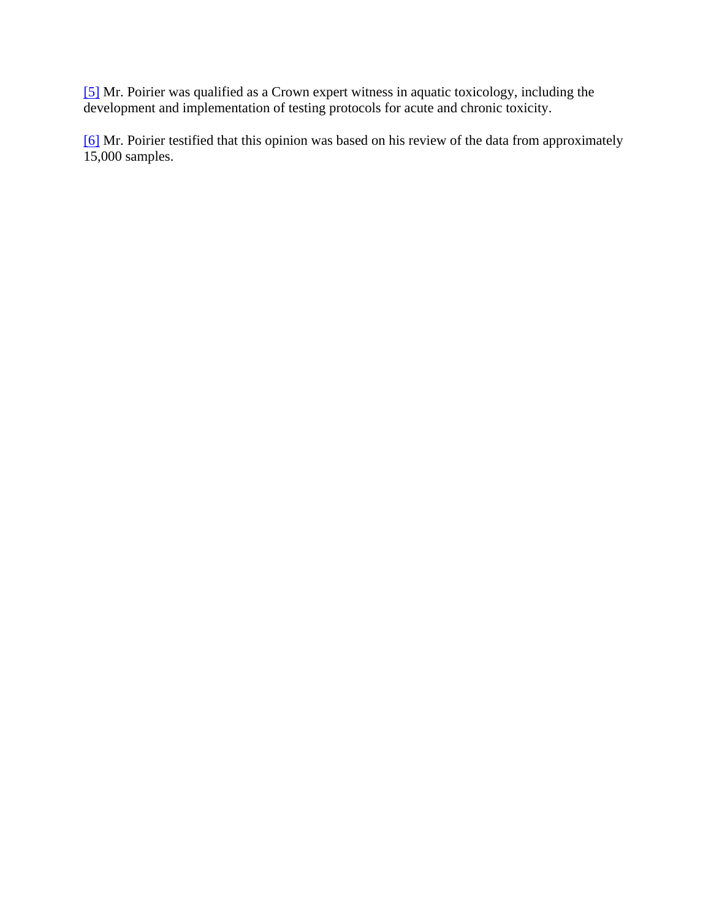[5] Mr. Poirier was qualified as a Crown expert witness in aquatic toxicology, including the development and implementation of testing protocols for acute and chronic toxicity.

[6] Mr. Poirier testified that this opinion was based on his review of the data from approximately 15,000 samples.